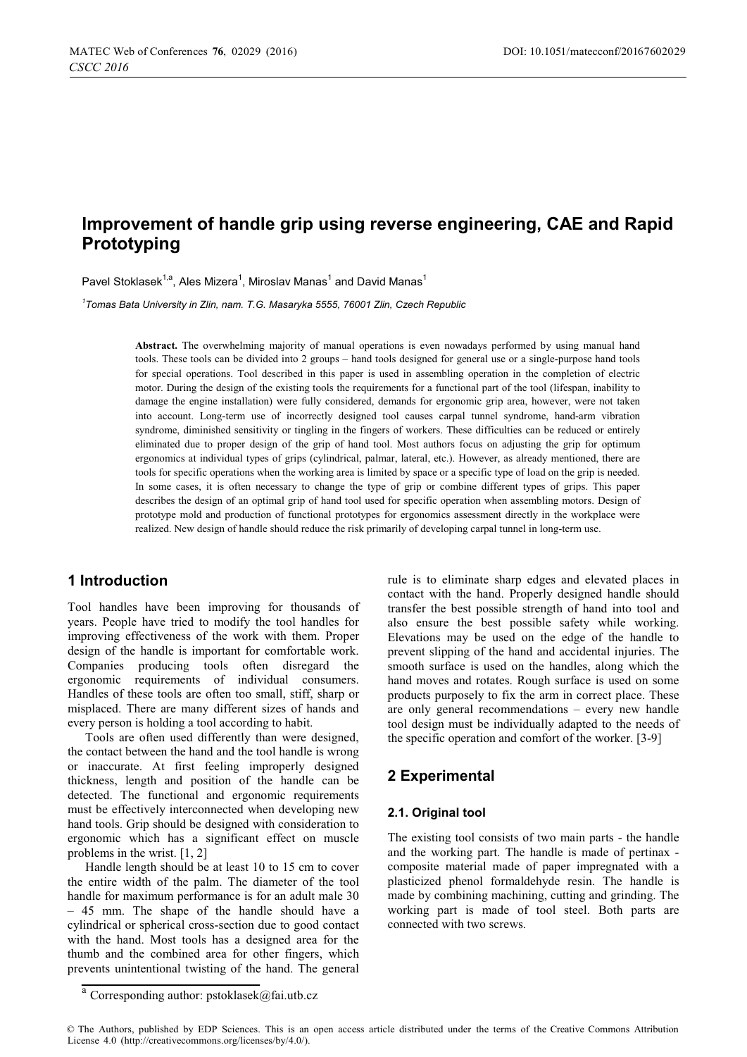# Improvement of handle grip using reverse engineering, CAE and Rapid Prototyping

Pavel Stoklasek[1,a], Ales Mizera[1], Miroslav Manas[1] and David Manas[1]

[1]*Tomas Bata University in Zlin, nam. T.G. Masaryka 5555, 76001 Zlin, Czech Republic*

**Abstract.** The overwhelming majority of manual operations is even nowadays performed by using manual hand tools. These tools can be divided into 2 groups – hand tools designed for general use or a single-purpose hand tools for special operations. Tool described in this paper is used in assembling operation in the completion of electric motor. During the design of the existing tools the requirements for a functional part of the tool (lifespan, inability to damage the engine installation) were fully considered, demands for ergonomic grip area, however, were not taken into account. Long-term use of incorrectly designed tool causes carpal tunnel syndrome, hand-arm vibration syndrome, diminished sensitivity or tingling in the fingers of workers. These difficulties can be reduced or entirely eliminated due to proper design of the grip of hand tool. Most authors focus on adjusting the grip for optimum ergonomics at individual types of grips (cylindrical, palmar, lateral, etc.). However, as already mentioned, there are tools for specific operations when the working area is limited by space or a specific type of load on the grip is needed. In some cases, it is often necessary to change the type of grip or combine different types of grips. This paper describes the design of an optimal grip of hand tool used for specific operation when assembling motors. Design of prototype mold and production of functional prototypes for ergonomics assessment directly in the workplace were realized. New design of handle should reduce the risk primarily of developing carpal tunnel in long-term use.

## 1 Introduction

Tool handles have been improving for thousands of years. People have tried to modify the tool handles for improving effectiveness of the work with them. Proper design of the handle is important for comfortable work. Companies producing tools often disregard the ergonomic requirements of individual consumers. Handles of these tools are often too small, stiff, sharp or misplaced. There are many different sizes of hands and every person is holding a tool according to habit.

Tools are often used differently than were designed, the contact between the hand and the tool handle is wrong or inaccurate. At first feeling improperly designed thickness, length and position of the handle can be detected. The functional and ergonomic requirements must be effectively interconnected when developing new hand tools. Grip should be designed with consideration to ergonomic which has a significant effect on muscle problems in the wrist. [1, 2]

Handle length should be at least 10 to 15 cm to cover the entire width of the palm. The diameter of the tool handle for maximum performance is for an adult male 30 – 45 mm. The shape of the handle should have a cylindrical or spherical cross-section due to good contact with the hand. Most tools has a designed area for the thumb and the combined area for other fingers, which prevents unintentional twisting of the hand. The general rule is to eliminate sharp edges and elevated places in contact with the hand. Properly designed handle should transfer the best possible strength of hand into tool and also ensure the best possible safety while working. Elevations may be used on the edge of the handle to prevent slipping of the hand and accidental injuries. The smooth surface is used on the handles, along which the hand moves and rotates. Rough surface is used on some products purposely to fix the arm in correct place. These are only general recommendations – every new handle tool design must be individually adapted to the needs of the specific operation and comfort of the worker. [3-9]

## 2 Experimental

### 2.1. Original tool

The existing tool consists of two main parts - the handle and the working part. The handle is made of pertinax - composite material made of paper impregnated with a plasticized phenol formaldehyde resin. The handle is made by combining machining, cutting and grinding. The working part is made of tool steel. Both parts are connected with two screws.

[a] Corresponding author: pstoklasek@fai.utb.cz

© The Authors, published by EDP Sciences. This is an open access article distributed under the terms of the Creative Commons Attribution License 4.0 (http://creativecommons.org/licenses/by/4.0/).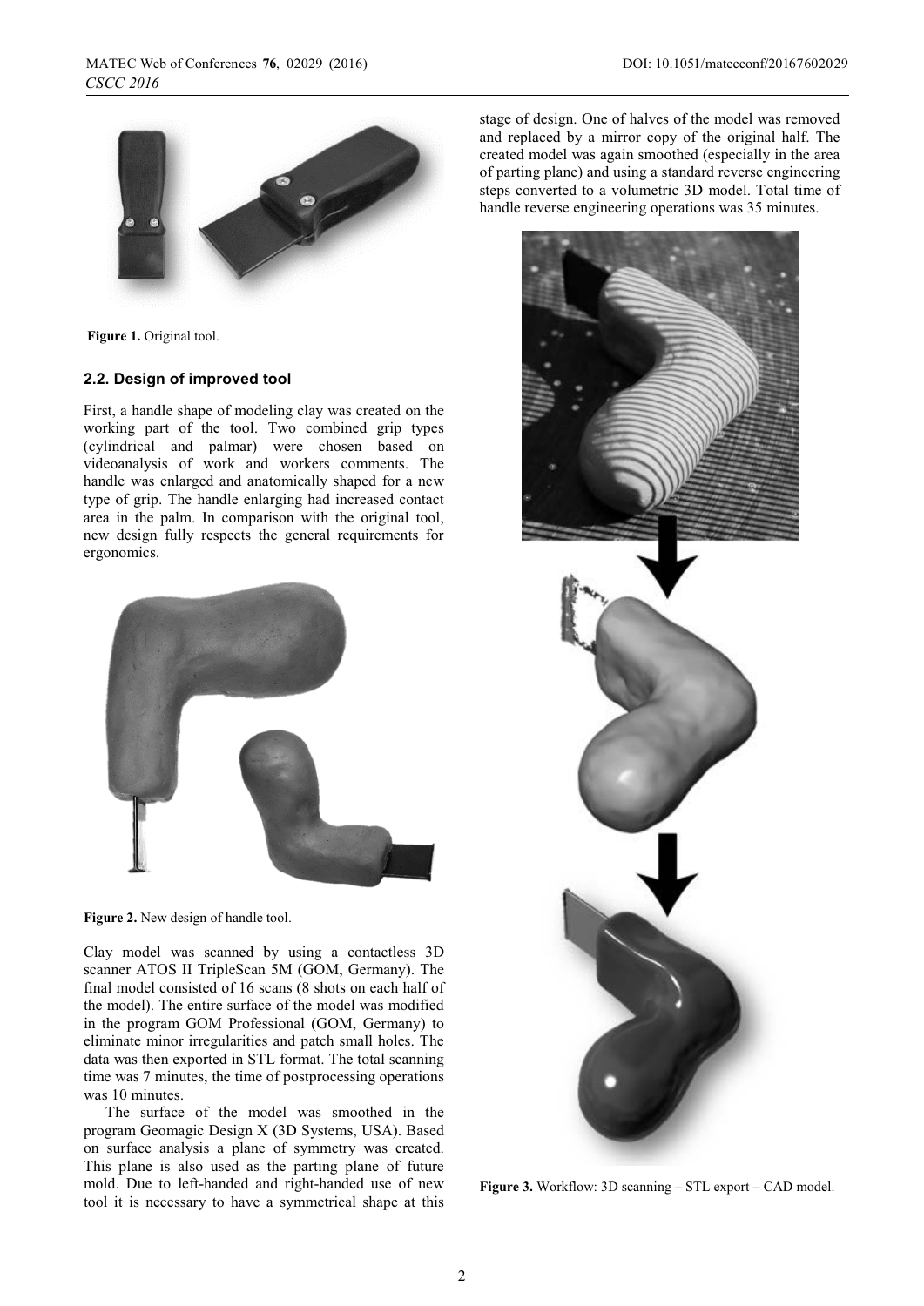Figure 1. Original tool.

## 2.2. Design of improved tool

First, a handle shape of modeling clay was created on the working part of the tool. Two combined grip types (cylindrical and palmar) were chosen based on videoanalysis of work and workers comments. The handle was enlarged and anatomically shaped for a new type of grip. The handle enlarging had increased contact area in the palm. In comparison with the original tool, new design fully respects the general requirements for ergonomics.

Figure 2. New design of handle tool.

Clay model was scanned by using a contactless 3D scanner ATOS II TripleScan 5M (GOM, Germany). The final model consisted of 16 scans (8 shots on each half of the model). The entire surface of the model was modified in the program GOM Professional (GOM, Germany) to eliminate minor irregularities and patch small holes. The data was then exported in STL format. The total scanning time was 7 minutes, the time of postprocessing operations was 10 minutes.

The surface of the model was smoothed in the program Geomagic Design X (3D Systems, USA). Based on surface analysis a plane of symmetry was created. This plane is also used as the parting plane of future mold. Due to left-handed and right-handed use of new tool it is necessary to have a symmetrical shape at this stage of design. One of halves of the model was removed and replaced by a mirror copy of the original half. The created model was again smoothed (especially in the area of parting plane) and using a standard reverse engineering steps converted to a volumetric 3D model. Total time of handle reverse engineering operations was 35 minutes.

Figure 3. Workflow: 3D scanning – STL export – CAD model.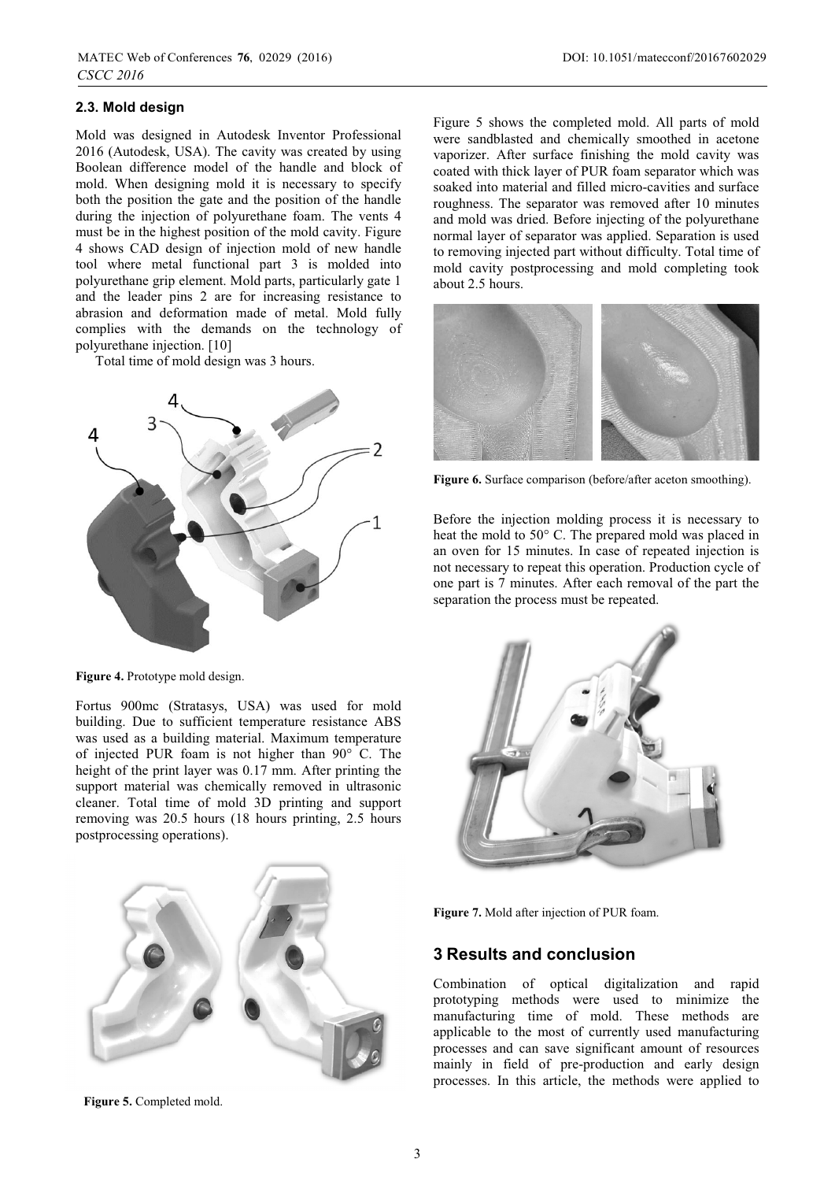### 2.3. Mold design

Mold was designed in Autodesk Inventor Professional 2016 (Autodesk, USA). The cavity was created by using Boolean difference model of the handle and block of mold. When designing mold it is necessary to specify both the position the gate and the position of the handle during the injection of polyurethane foam. The vents 4 must be in the highest position of the mold cavity. Figure 4 shows CAD design of injection mold of new handle tool where metal functional part 3 is molded into polyurethane grip element. Mold parts, particularly gate 1 and the leader pins 2 are for increasing resistance to abrasion and deformation made of metal. Mold fully complies with the demands on the technology of polyurethane injection. [10]

Total time of mold design was 3 hours.

**Figure 4.** Prototype mold design.

Fortus 900mc (Stratasys, USA) was used for mold building. Due to sufficient temperature resistance ABS was used as a building material. Maximum temperature of injected PUR foam is not higher than 90° C. The height of the print layer was 0.17 mm. After printing the support material was chemically removed in ultrasonic cleaner. Total time of mold 3D printing and support removing was 20.5 hours (18 hours printing, 2.5 hours postprocessing operations).

**Figure 5.** Completed mold.

Figure 5 shows the completed mold. All parts of mold were sandblasted and chemically smoothed in acetone vaporizer. After surface finishing the mold cavity was coated with thick layer of PUR foam separator which was soaked into material and filled micro-cavities and surface roughness. The separator was removed after 10 minutes and mold was dried. Before injecting of the polyurethane normal layer of separator was applied. Separation is used to removing injected part without difficulty. Total time of mold cavity postprocessing and mold completing took about 2.5 hours.

**Figure 6.** Surface comparison (before/after aceton smoothing).

Before the injection molding process it is necessary to heat the mold to 50° C. The prepared mold was placed in an oven for 15 minutes. In case of repeated injection is not necessary to repeat this operation. Production cycle of one part is 7 minutes. After each removal of the part the separation the process must be repeated.

**Figure 7.** Mold after injection of PUR foam.

## 3 Results and conclusion

Combination of optical digitalization and rapid prototyping methods were used to minimize the manufacturing time of mold. These methods are applicable to the most of currently used manufacturing processes and can save significant amount of resources mainly in field of pre-production and early design processes. In this article, the methods were applied to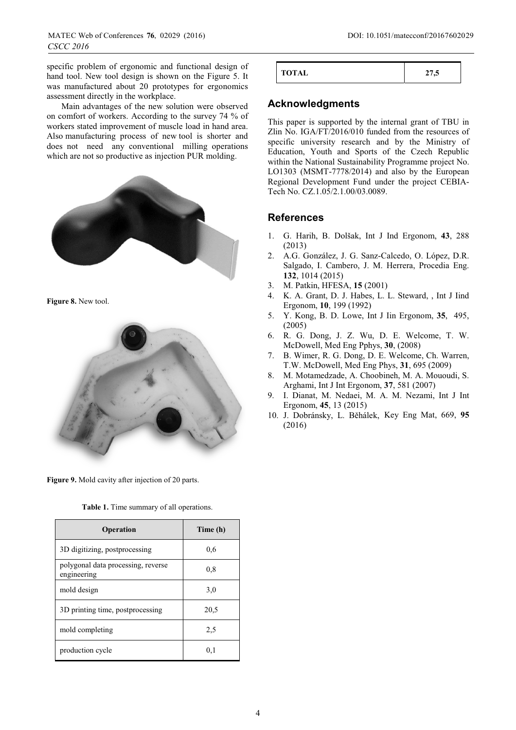specific problem of ergonomic and functional design of hand tool. New tool design is shown on the Figure 5. It was manufactured about 20 prototypes for ergonomics assessment directly in the workplace.

Main advantages of the new solution were observed on comfort of workers. According to the survey 74 % of workers stated improvement of muscle load in hand area. Also manufacturing process of new tool is shorter and does not need any conventional milling operations which are not so productive as injection PUR molding.

**Figure 8.** New tool.

**Figure 9.** Mold cavity after injection of 20 parts.

**Table 1.** Time summary of all operations.

| Operation | Time (h) |
| --- | --- |
| 3D digitizing, postprocessing | 0,6 |
| polygonal data processing, reverse engineering | 0,8 |
| mold design | 3,0 |
| 3D printing time, postprocessing | 20,5 |
| mold completing | 2,5 |
| production cycle | 0,1 |
| **TOTAL** | **27,5** |

## Acknowledgments

This paper is supported by the internal grant of TBU in Zlin No. IGA/FT/2016/010 funded from the resources of specific university research and by the Ministry of Education, Youth and Sports of the Czech Republic within the National Sustainability Programme project No. LO1303 (MSMT-7778/2014) and also by the European Regional Development Fund under the project CEBIA-Tech No. CZ.1.05/2.1.00/03.0089.

## References

1. G. Harih, B. Dolšak, Int J Ind Ergonom, **43**, 288 (2013)
2. A.G. González, J. G. Sanz-Calcedo, O. López, D.R. Salgado, I. Cambero, J. M. Herrera, Procedia Eng. **132**, 1014 (2015)
3. M. Patkin, HFESA, **15** (2001)
4. K. A. Grant, D. J. Habes, L. L. Steward, , Int J Iind Ergonom, **10**, 199 (1992)
5. Y. Kong, B. D. Lowe, Int J Iin Ergonom, **35**, 495, (2005)
6. R. G. Dong, J. Z. Wu, D. E. Welcome, T. W. McDowell, Med Eng Pphys, **30**, (2008)
7. B. Wimer, R. G. Dong, D. E. Welcome, Ch. Warren, T.W. McDowell, Med Eng Phys, **31**, 695 (2009)
8. M. Motamedzade, A. Choobineh, M. A. Mououdi, S. Arghami, Int J Int Ergonom, **37**, 581 (2007)
9. I. Dianat, M. Nedaei, M. A. M. Nezami, Int J Int Ergonom, **45**, 13 (2015)
10. J. Dobránsky, L. Běhálek, Key Eng Mat, 669, **95** (2016)